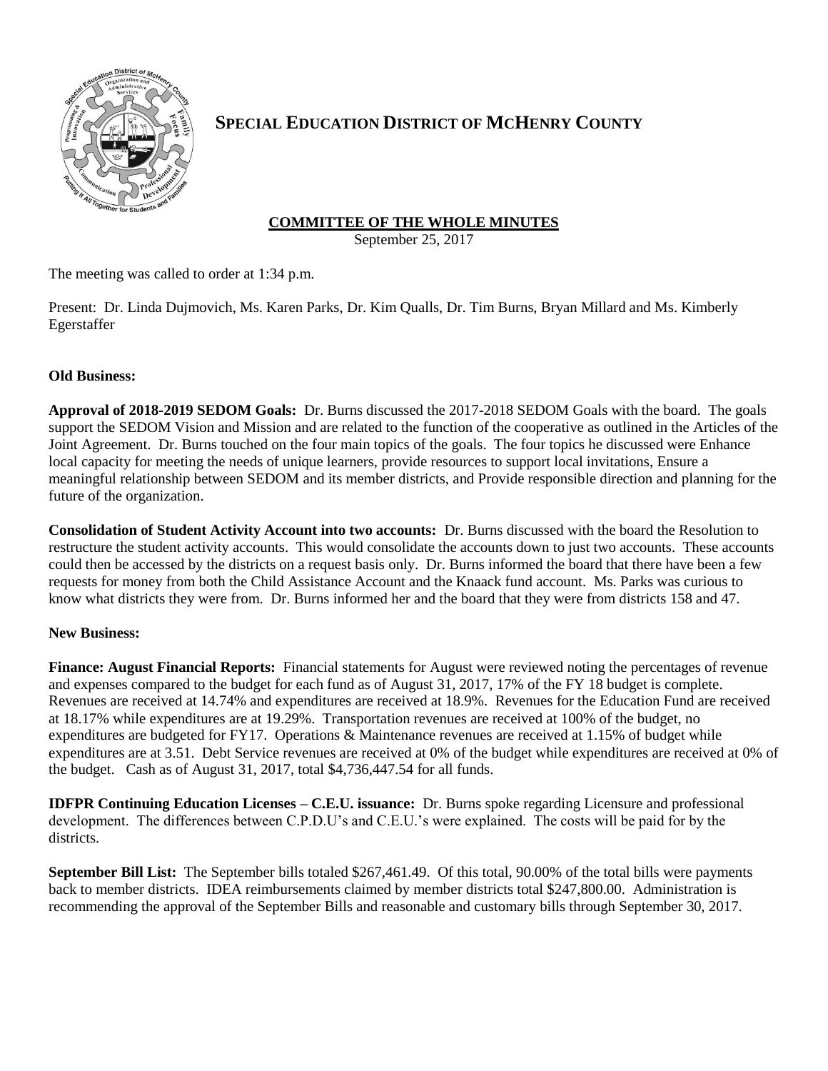# SPECIAL EDUCATION DISTRICT OF MCHENRY COUNTY

## COMMITTEE OF THE WHOLE MINUTES

September 25, 2017

The meeting was called to order at 1:34 p.m.

Present: Dr. Linda Dujmovich, Ms. Karen Parks, Dr. Kim Qualls, Dr. Tim Burns, Bryan Millard and Ms. Kimberly Egerstaffer

**Old Business:**

**Approval of 2018-2019 SEDOM Goals:** Dr. Burns discussed the 2017-2018 SEDOM Goals with the board. The goals support the SEDOM Vision and Mission and are related to the function of the cooperative as outlined in the Articles of the Joint Agreement. Dr. Burns touched on the four main topics of the goals. The four topics he discussed were Enhance local capacity for meeting the needs of unique learners, provide resources to support local invitations, Ensure a meaningful relationship between SEDOM and its member districts, and Provide responsible direction and planning for the future of the organization.

**Consolidation of Student Activity Account into two accounts:** Dr. Burns discussed with the board the Resolution to restructure the student activity accounts. This would consolidate the accounts down to just two accounts. These accounts could then be accessed by the districts on a request basis only. Dr. Burns informed the board that there have been a few requests for money from both the Child Assistance Account and the Knaack fund account. Ms. Parks was curious to know what districts they were from. Dr. Burns informed her and the board that they were from districts 158 and 47.

**New Business:**

**Finance: August Financial Reports:** Financial statements for August were reviewed noting the percentages of revenue and expenses compared to the budget for each fund as of August 31, 2017, 17% of the FY 18 budget is complete. Revenues are received at 14.74% and expenditures are received at 18.9%. Revenues for the Education Fund are received at 18.17% while expenditures are at 19.29%. Transportation revenues are received at 100% of the budget, no expenditures are budgeted for FY17. Operations & Maintenance revenues are received at 1.15% of budget while expenditures are at 3.51. Debt Service revenues are received at 0% of the budget while expenditures are received at 0% of the budget. Cash as of August 31, 2017, total $4,736,447.54 for all funds.

**IDFPR Continuing Education Licenses – C.E.U. issuance:** Dr. Burns spoke regarding Licensure and professional development. The differences between C.P.D.U's and C.E.U.'s were explained. The costs will be paid for by the districts.

**September Bill List:** The September bills totaled $267,461.49. Of this total, 90.00% of the total bills were payments back to member districts. IDEA reimbursements claimed by member districts total $247,800.00. Administration is recommending the approval of the September Bills and reasonable and customary bills through September 30, 2017.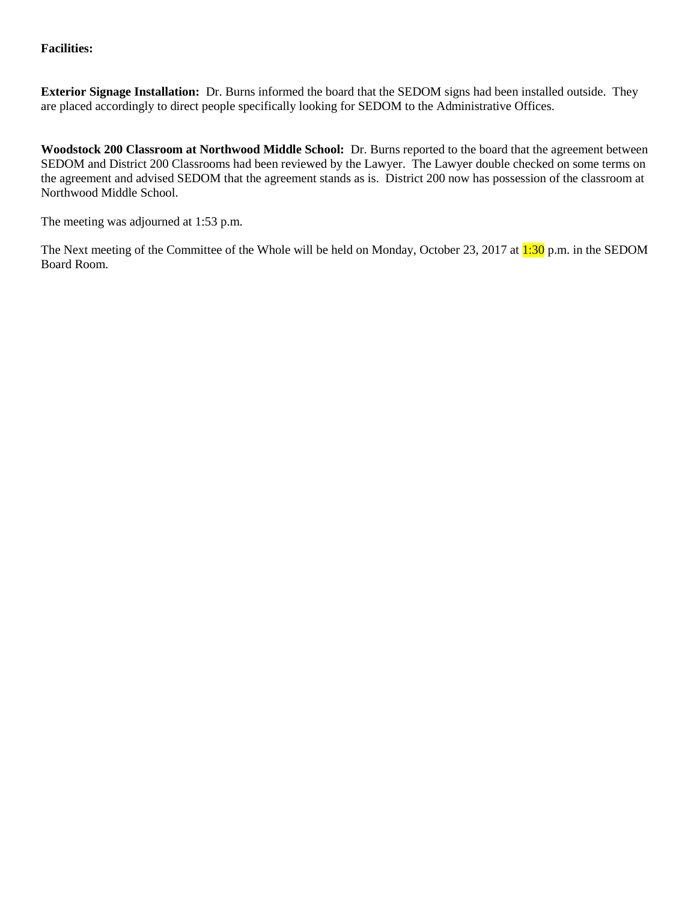**Facilities:**

**Exterior Signage Installation:** Dr. Burns informed the board that the SEDOM signs had been installed outside. They are placed accordingly to direct people specifically looking for SEDOM to the Administrative Offices.

**Woodstock 200 Classroom at Northwood Middle School:** Dr. Burns reported to the board that the agreement between SEDOM and District 200 Classrooms had been reviewed by the Lawyer. The Lawyer double checked on some terms on the agreement and advised SEDOM that the agreement stands as is. District 200 now has possession of the classroom at Northwood Middle School.

The meeting was adjourned at 1:53 p.m.

The Next meeting of the Committee of the Whole will be held on Monday, October 23, 2017 at 1:30 p.m. in the SEDOM Board Room.